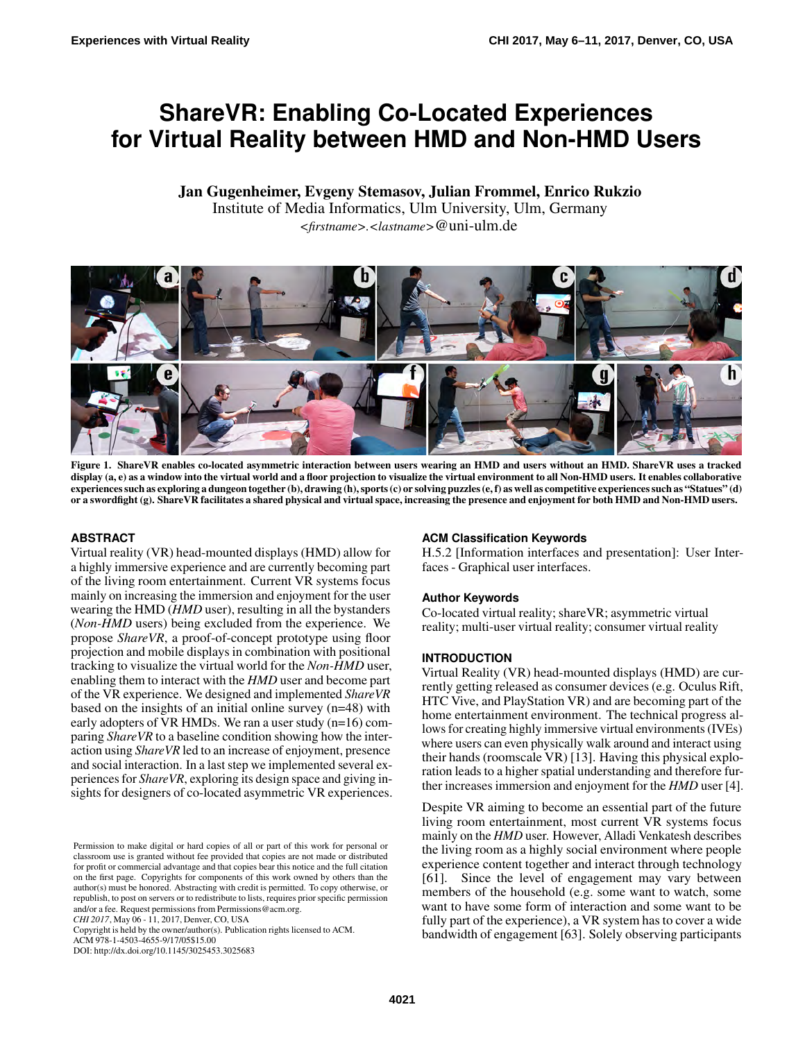# ShareVR: Enabling Co-Located Experiences for Virtual Reality between HMD and Non-HMD Users

**Jan Gugenheimer, Evgeny Stemasov, Julian Frommel, Enrico Rukzio**
Institute of Media Informatics, Ulm University, Ulm, Germany
<*firstname*>.<*lastname*>@uni-ulm.de

**Figure 1. ShareVR enables co-located asymmetric interaction between users wearing an HMD and users without an HMD. ShareVR uses a tracked display (a, e) as a window into the virtual world and a floor projection to visualize the virtual environment to all Non-HMD users. It enables collaborative experiences such as exploring a dungeon together (b), drawing (h), sports (c) or solving puzzles (e, f) as well as competitive experiences such as "Statues" (d) or a swordfight (g). ShareVR facilitates a shared physical and virtual space, increasing the presence and enjoyment for both HMD and Non-HMD users.**

## ABSTRACT

Virtual reality (VR) head-mounted displays (HMD) allow for a highly immersive experience and are currently becoming part of the living room entertainment. Current VR systems focus mainly on increasing the immersion and enjoyment for the user wearing the HMD (*HMD* user), resulting in all the bystanders (*Non-HMD* users) being excluded from the experience. We propose *ShareVR*, a proof-of-concept prototype using floor projection and mobile displays in combination with positional tracking to visualize the virtual world for the *Non-HMD* user, enabling them to interact with the *HMD* user and become part of the VR experience. We designed and implemented *ShareVR* based on the insights of an initial online survey (n=48) with early adopters of VR HMDs. We ran a user study (n=16) comparing *ShareVR* to a baseline condition showing how the interaction using *ShareVR* led to an increase of enjoyment, presence and social interaction. In a last step we implemented several experiences for *ShareVR*, exploring its design space and giving insights for designers of co-located asymmetric VR experiences.

Permission to make digital or hard copies of all or part of this work for personal or classroom use is granted without fee provided that copies are not made or distributed for profit or commercial advantage and that copies bear this notice and the full citation on the first page. Copyrights for components of this work owned by others than the author(s) must be honored. Abstracting with credit is permitted. To copy otherwise, or republish, to post on servers or to redistribute to lists, requires prior specific permission and/or a fee. Request permissions from Permissions@acm.org.
*CHI 2017*, May 06 - 11, 2017, Denver, CO, USA
Copyright is held by the owner/author(s). Publication rights licensed to ACM.
ACM 978-1-4503-4655-9/17/05$15.00
DOI: http://dx.doi.org/10.1145/3025453.3025683

## ACM Classification Keywords

H.5.2 [Information interfaces and presentation]: User Interfaces - Graphical user interfaces.

## Author Keywords

Co-located virtual reality; shareVR; asymmetric virtual reality; multi-user virtual reality; consumer virtual reality

## INTRODUCTION

Virtual Reality (VR) head-mounted displays (HMD) are currently getting released as consumer devices (e.g. Oculus Rift, HTC Vive, and PlayStation VR) and are becoming part of the home entertainment environment. The technical progress allows for creating highly immersive virtual environments (IVEs) where users can even physically walk around and interact using their hands (roomscale VR) [13]. Having this physical exploration leads to a higher spatial understanding and therefore further increases immersion and enjoyment for the *HMD* user [4].

Despite VR aiming to become an essential part of the future living room entertainment, most current VR systems focus mainly on the *HMD* user. However, Alladi Venkatesh describes the living room as a highly social environment where people experience content together and interact through technology [61]. Since the level of engagement may vary between members of the household (e.g. some want to watch, some want to have some form of interaction and some want to be fully part of the experience), a VR system has to cover a wide bandwidth of engagement [63]. Solely observing participants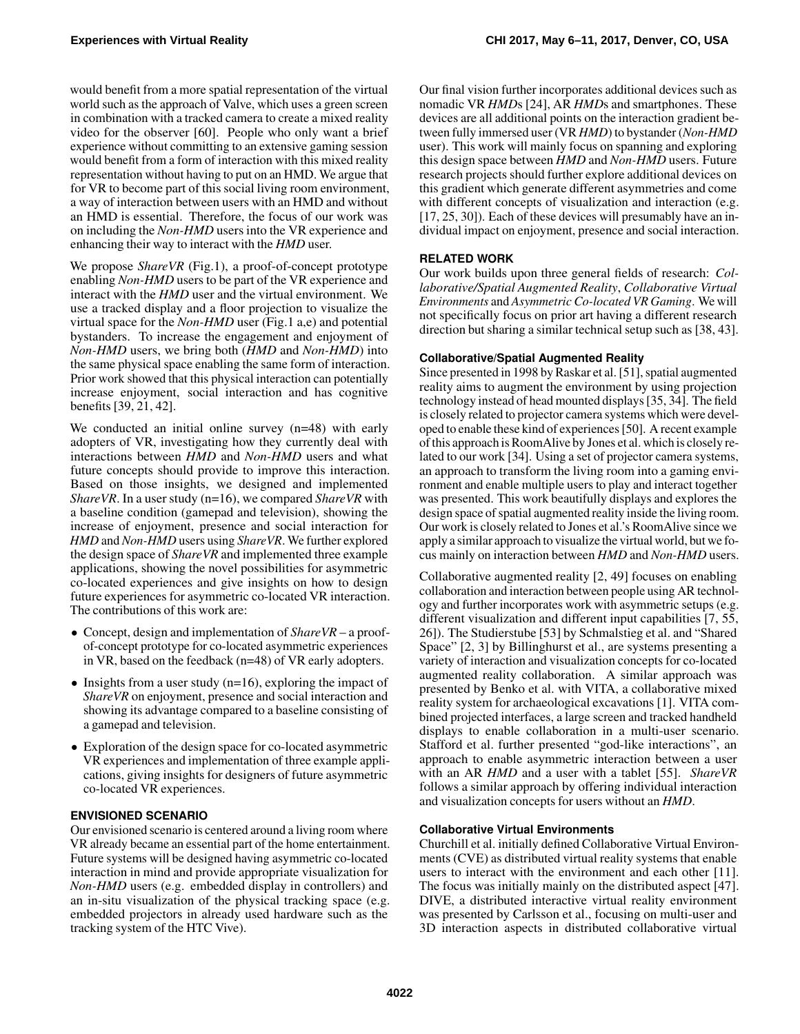would benefit from a more spatial representation of the virtual world such as the approach of Valve, which uses a green screen in combination with a tracked camera to create a mixed reality video for the observer [60]. People who only want a brief experience without committing to an extensive gaming session would benefit from a form of interaction with this mixed reality representation without having to put on an HMD. We argue that for VR to become part of this social living room environment, a way of interaction between users with an HMD and without an HMD is essential. Therefore, the focus of our work was on including the *Non-HMD* users into the VR experience and enhancing their way to interact with the *HMD* user.

We propose *ShareVR* (Fig.1), a proof-of-concept prototype enabling *Non-HMD* users to be part of the VR experience and interact with the *HMD* user and the virtual environment. We use a tracked display and a floor projection to visualize the virtual space for the *Non-HMD* user (Fig.1 a,e) and potential bystanders. To increase the engagement and enjoyment of *Non-HMD* users, we bring both (*HMD* and *Non-HMD*) into the same physical space enabling the same form of interaction. Prior work showed that this physical interaction can potentially increase enjoyment, social interaction and has cognitive benefits [39, 21, 42].

We conducted an initial online survey (n=48) with early adopters of VR, investigating how they currently deal with interactions between *HMD* and *Non-HMD* users and what future concepts should provide to improve this interaction. Based on those insights, we designed and implemented *ShareVR*. In a user study (n=16), we compared *ShareVR* with a baseline condition (gamepad and television), showing the increase of enjoyment, presence and social interaction for *HMD* and *Non-HMD* users using *ShareVR*. We further explored the design space of *ShareVR* and implemented three example applications, showing the novel possibilities for asymmetric co-located experiences and give insights on how to design future experiences for asymmetric co-located VR interaction. The contributions of this work are:

- Concept, design and implementation of *ShareVR* – a proof-of-concept prototype for co-located asymmetric experiences in VR, based on the feedback (n=48) of VR early adopters.
- Insights from a user study (n=16), exploring the impact of *ShareVR* on enjoyment, presence and social interaction and showing its advantage compared to a baseline consisting of a gamepad and television.
- Exploration of the design space for co-located asymmetric VR experiences and implementation of three example applications, giving insights for designers of future asymmetric co-located VR experiences.

## ENVISIONED SCENARIO

Our envisioned scenario is centered around a living room where VR already became an essential part of the home entertainment. Future systems will be designed having asymmetric co-located interaction in mind and provide appropriate visualization for *Non-HMD* users (e.g. embedded display in controllers) and an in-situ visualization of the physical tracking space (e.g. embedded projectors in already used hardware such as the tracking system of the HTC Vive).

Our final vision further incorporates additional devices such as nomadic VR *HMD*s [24], AR *HMD*s and smartphones. These devices are all additional points on the interaction gradient between fully immersed user (VR *HMD*) to bystander (*Non-HMD* user). This work will mainly focus on spanning and exploring this design space between *HMD* and *Non-HMD* users. Future research projects should further explore additional devices on this gradient which generate different asymmetries and come with different concepts of visualization and interaction (e.g. [17, 25, 30]). Each of these devices will presumably have an individual impact on enjoyment, presence and social interaction.

## RELATED WORK

Our work builds upon three general fields of research: *Collaborative/Spatial Augmented Reality*, *Collaborative Virtual Environments* and *Asymmetric Co-located VR Gaming*. We will not specifically focus on prior art having a different research direction but sharing a similar technical setup such as [38, 43].

### Collaborative/Spatial Augmented Reality

Since presented in 1998 by Raskar et al. [51], spatial augmented reality aims to augment the environment by using projection technology instead of head mounted displays [35, 34]. The field is closely related to projector camera systems which were developed to enable these kind of experiences [50]. A recent example of this approach is RoomAlive by Jones et al. which is closely related to our work [34]. Using a set of projector camera systems, an approach to transform the living room into a gaming environment and enable multiple users to play and interact together was presented. This work beautifully displays and explores the design space of spatial augmented reality inside the living room. Our work is closely related to Jones et al.'s RoomAlive since we apply a similar approach to visualize the virtual world, but we focus mainly on interaction between *HMD* and *Non-HMD* users.

Collaborative augmented reality [2, 49] focuses on enabling collaboration and interaction between people using AR technology and further incorporates work with asymmetric setups (e.g. different visualization and different input capabilities [7, 55, 26]). The Studierstube [53] by Schmalstieg et al. and "Shared Space" [2, 3] by Billinghurst et al., are systems presenting a variety of interaction and visualization concepts for co-located augmented reality collaboration. A similar approach was presented by Benko et al. with VITA, a collaborative mixed reality system for archaeological excavations [1]. VITA combined projected interfaces, a large screen and tracked handheld displays to enable collaboration in a multi-user scenario. Stafford et al. further presented "god-like interactions", an approach to enable asymmetric interaction between a user with an AR *HMD* and a user with a tablet [55]. *ShareVR* follows a similar approach by offering individual interaction and visualization concepts for users without an *HMD*.

### Collaborative Virtual Environments

Churchill et al. initially defined Collaborative Virtual Environments (CVE) as distributed virtual reality systems that enable users to interact with the environment and each other [11]. The focus was initially mainly on the distributed aspect [47]. DIVE, a distributed interactive virtual reality environment was presented by Carlsson et al., focusing on multi-user and 3D interaction aspects in distributed collaborative virtual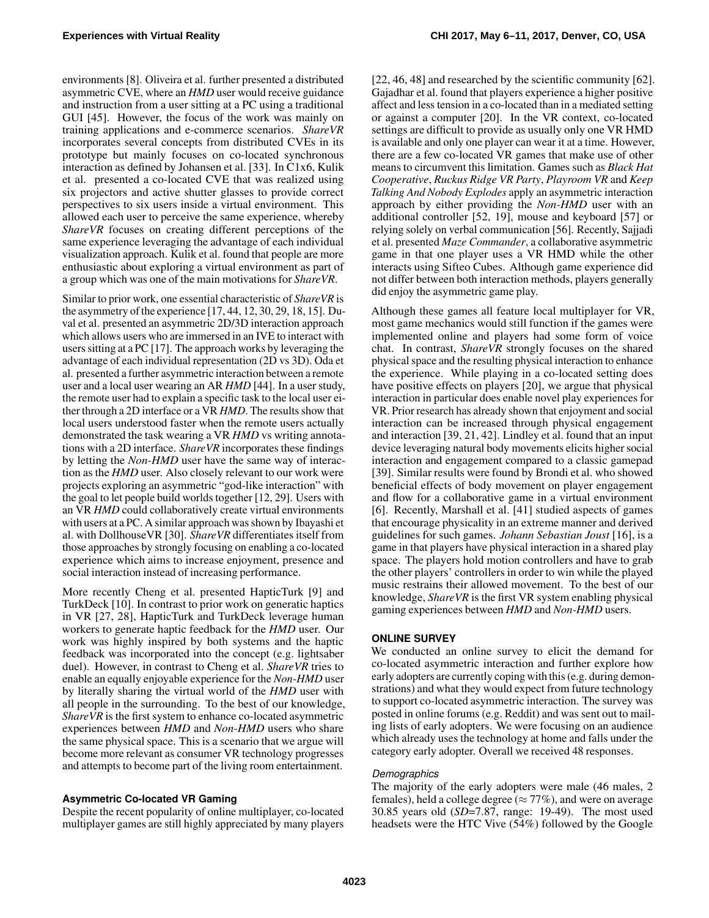environments [8]. Oliveira et al. further presented a distributed asymmetric CVE, where an *HMD* user would receive guidance and instruction from a user sitting at a PC using a traditional GUI [45]. However, the focus of the work was mainly on training applications and e-commerce scenarios. *ShareVR* incorporates several concepts from distributed CVEs in its prototype but mainly focuses on co-located synchronous interaction as defined by Johansen et al. [33]. In C1x6, Kulik et al. presented a co-located CVE that was realized using six projectors and active shutter glasses to provide correct perspectives to six users inside a virtual environment. This allowed each user to perceive the same experience, whereby *ShareVR* focuses on creating different perceptions of the same experience leveraging the advantage of each individual visualization approach. Kulik et al. found that people are more enthusiastic about exploring a virtual environment as part of a group which was one of the main motivations for *ShareVR*.

Similar to prior work, one essential characteristic of *ShareVR* is the asymmetry of the experience [17, 44, 12, 30, 29, 18, 15]. Duval et al. presented an asymmetric 2D/3D interaction approach which allows users who are immersed in an IVE to interact with users sitting at a PC [17]. The approach works by leveraging the advantage of each individual representation (2D vs 3D). Oda et al. presented a further asymmetric interaction between a remote user and a local user wearing an AR *HMD* [44]. In a user study, the remote user had to explain a specific task to the local user either through a 2D interface or a VR *HMD*. The results show that local users understood faster when the remote users actually demonstrated the task wearing a VR *HMD* vs writing annotations with a 2D interface. *ShareVR* incorporates these findings by letting the *Non-HMD* user have the same way of interaction as the *HMD* user. Also closely relevant to our work were projects exploring an asymmetric "god-like interaction" with the goal to let people build worlds together [12, 29]. Users with an VR *HMD* could collaboratively create virtual environments with users at a PC. A similar approach was shown by Ibayashi et al. with DollhouseVR [30]. *ShareVR* differentiates itself from those approaches by strongly focusing on enabling a co-located experience which aims to increase enjoyment, presence and social interaction instead of increasing performance.

More recently Cheng et al. presented HapticTurk [9] and TurkDeck [10]. In contrast to prior work on generatic haptics in VR [27, 28], HapticTurk and TurkDeck leverage human workers to generate haptic feedback for the *HMD* user. Our work was highly inspired by both systems and the haptic feedback was incorporated into the concept (e.g. lightsaber duel). However, in contrast to Cheng et al. *ShareVR* tries to enable an equally enjoyable experience for the *Non-HMD* user by literally sharing the virtual world of the *HMD* user with all people in the surrounding. To the best of our knowledge, *ShareVR* is the first system to enhance co-located asymmetric experiences between *HMD* and *Non-HMD* users who share the same physical space. This is a scenario that we argue will become more relevant as consumer VR technology progresses and attempts to become part of the living room entertainment.

### Asymmetric Co-located VR Gaming

Despite the recent popularity of online multiplayer, co-located multiplayer games are still highly appreciated by many players [22, 46, 48] and researched by the scientific community [62]. Gajadhar et al. found that players experience a higher positive affect and less tension in a co-located than in a mediated setting or against a computer [20]. In the VR context, co-located settings are difficult to provide as usually only one VR HMD is available and only one player can wear it at a time. However, there are a few co-located VR games that make use of other means to circumvent this limitation. Games such as *Black Hat Cooperative*, *Ruckus Ridge VR Party*, *Playroom VR* and *Keep Talking And Nobody Explodes* apply an asymmetric interaction approach by either providing the *Non-HMD* user with an additional controller [52, 19], mouse and keyboard [57] or relying solely on verbal communication [56]. Recently, Sajjadi et al. presented *Maze Commander*, a collaborative asymmetric game in that one player uses a VR HMD while the other interacts using Sifteo Cubes. Although game experience did not differ between both interaction methods, players generally did enjoy the asymmetric game play.

Although these games all feature local multiplayer for VR, most game mechanics would still function if the games were implemented online and players had some form of voice chat. In contrast, *ShareVR* strongly focuses on the shared physical space and the resulting physical interaction to enhance the experience. While playing in a co-located setting does have positive effects on players [20], we argue that physical interaction in particular does enable novel play experiences for VR. Prior research has already shown that enjoyment and social interaction can be increased through physical engagement and interaction [39, 21, 42]. Lindley et al. found that an input device leveraging natural body movements elicits higher social interaction and engagement compared to a classic gamepad [39]. Similar results were found by Brondi et al. who showed beneficial effects of body movement on player engagement and flow for a collaborative game in a virtual environment [6]. Recently, Marshall et al. [41] studied aspects of games that encourage physicality in an extreme manner and derived guidelines for such games. *Johann Sebastian Joust* [16], is a game in that players have physical interaction in a shared play space. The players hold motion controllers and have to grab the other players' controllers in order to win while the played music restrains their allowed movement. To the best of our knowledge, *ShareVR* is the first VR system enabling physical gaming experiences between *HMD* and *Non-HMD* users.

## ONLINE SURVEY

We conducted an online survey to elicit the demand for co-located asymmetric interaction and further explore how early adopters are currently coping with this (e.g. during demonstrations) and what they would expect from future technology to support co-located asymmetric interaction. The survey was posted in online forums (e.g. Reddit) and was sent out to mailing lists of early adopters. We were focusing on an audience which already uses the technology at home and falls under the category early adopter. Overall we received 48 responses.

### *Demographics*

The majority of the early adopters were male (46 males, 2 females), held a college degree ($\approx 77\%$), and were on average 30.85 years old (*SD*=7.87, range: 19-49). The most used headsets were the HTC Vive (54%) followed by the Google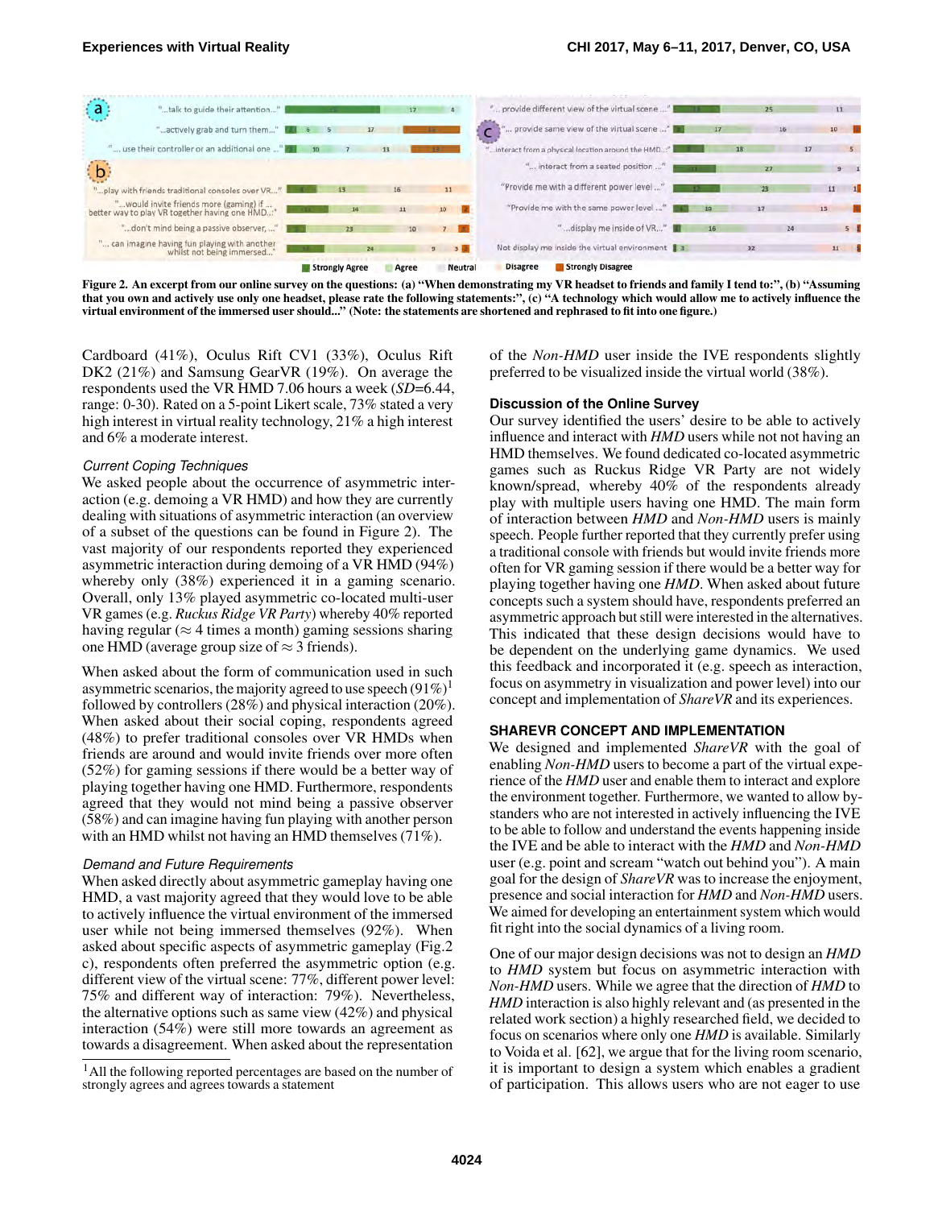a

"...talk to guide their attention..." 17 4

"...actively grab and turn them..." 4 6 5 17

"... use their controller or an additional one ..." 3 10 7 13

b

"...play with friends traditional consoles over VR..." 4 13 16 11

"...would invite friends more (gaming) if ... better way to play VR together having one HMD...:" 14 11 10 2

"...don't mind being a passive observer, ..." 23 10 7

"... can imagine having fun playing with another whilst not being immersed..." 24 9 3

c

"... provide different view of the virtual scene ..." 25 11

"... provide same view of the virtual scene ..." 17 16 10

"...interact from a physical location around the HMD...:" 18 17 5

"... interact from a seated position ..." 27 9 1

"Provide me with a different power level ..." 23 11 1

"Provide me with the same power level ..." 10 17 15

"...display me inside of VR..." 16 24 5

Not display me inside the virtual environment 3 32 11

Strongly Agree Agree Neutral Disagree Strongly Disagree

Figure 2. An excerpt from our online survey on the questions: (a) "When demonstrating my VR headset to friends and family I tend to:", (b) "Assuming that you own and actively use only one headset, please rate the following statements:", (c) "A technology which would allow me to actively influence the virtual environment of the immersed user should..." (Note: the statements are shortened and rephrased to fit into one figure.)

Cardboard (41%), Oculus Rift CV1 (33%), Oculus Rift DK2 (21%) and Samsung GearVR (19%). On average the respondents used the VR HMD 7.06 hours a week (*SD*=6.44, range: 0-30). Rated on a 5-point Likert scale, 73% stated a very high interest in virtual reality technology, 21% a high interest and 6% a moderate interest.

### *Current Coping Techniques*

We asked people about the occurrence of asymmetric interaction (e.g. demoing a VR HMD) and how they are currently dealing with situations of asymmetric interaction (an overview of a subset of the questions can be found in Figure 2). The vast majority of our respondents reported they experienced asymmetric interaction during demoing of a VR HMD (94%) whereby only (38%) experienced it in a gaming scenario. Overall, only 13% played asymmetric co-located multi-user VR games (e.g. *Ruckus Ridge VR Party*) whereby 40% reported having regular ($\approx$ 4 times a month) gaming sessions sharing one HMD (average group size of $\approx$ 3 friends).

When asked about the form of communication used in such asymmetric scenarios, the majority agreed to use speech (91%)[1] followed by controllers (28%) and physical interaction (20%). When asked about their social coping, respondents agreed (48%) to prefer traditional consoles over VR HMDs when friends are around and would invite friends over more often (52%) for gaming sessions if there would be a better way of playing together having one HMD. Furthermore, respondents agreed that they would not mind being a passive observer (58%) and can imagine having fun playing with another person with an HMD whilst not having an HMD themselves (71%).

### *Demand and Future Requirements*

When asked directly about asymmetric gameplay having one HMD, a vast majority agreed that they would love to be able to actively influence the virtual environment of the immersed user while not being immersed themselves (92%). When asked about specific aspects of asymmetric gameplay (Fig.2 c), respondents often preferred the asymmetric option (e.g. different view of the virtual scene: 77%, different power level: 75% and different way of interaction: 79%). Nevertheless, the alternative options such as same view (42%) and physical interaction (54%) were still more towards an agreement as towards a disagreement. When asked about the representation of the *Non-HMD* user inside the IVE respondents slightly preferred to be visualized inside the virtual world (38%).

[1] All the following reported percentages are based on the number of strongly agrees and agrees towards a statement

### Discussion of the Online Survey

Our survey identified the users' desire to be able to actively influence and interact with *HMD* users while not not having an HMD themselves. We found dedicated co-located asymmetric games such as Ruckus Ridge VR Party are not widely known/spread, whereby 40% of the respondents already play with multiple users having one HMD. The main form of interaction between *HMD* and *Non-HMD* users is mainly speech. People further reported that they currently prefer using a traditional console with friends but would invite friends more often for VR gaming session if there would be a better way for playing together having one *HMD*. When asked about future concepts such a system should have, respondents preferred an asymmetric approach but still were interested in the alternatives. This indicated that these design decisions would have to be dependent on the underlying game dynamics. We used this feedback and incorporated it (e.g. speech as interaction, focus on asymmetry in visualization and power level) into our concept and implementation of *ShareVR* and its experiences.

## SHAREVR CONCEPT AND IMPLEMENTATION

We designed and implemented *ShareVR* with the goal of enabling *Non-HMD* users to become a part of the virtual experience of the *HMD* user and enable them to interact and explore the environment together. Furthermore, we wanted to allow bystanders who are not interested in actively influencing the IVE to be able to follow and understand the events happening inside the IVE and be able to interact with the *HMD* and *Non-HMD* user (e.g. point and scream "watch out behind you"). A main goal for the design of *ShareVR* was to increase the enjoyment, presence and social interaction for *HMD* and *Non-HMD* users. We aimed for developing an entertainment system which would fit right into the social dynamics of a living room.

One of our major design decisions was not to design an *HMD* to *HMD* system but focus on asymmetric interaction with *Non-HMD* users. While we agree that the direction of *HMD* to *HMD* interaction is also highly relevant and (as presented in the related work section) a highly researched field, we decided to focus on scenarios where only one *HMD* is available. Similarly to Voida et al. [62], we argue that for the living room scenario, it is important to design a system which enables a gradient of participation. This allows users who are not eager to use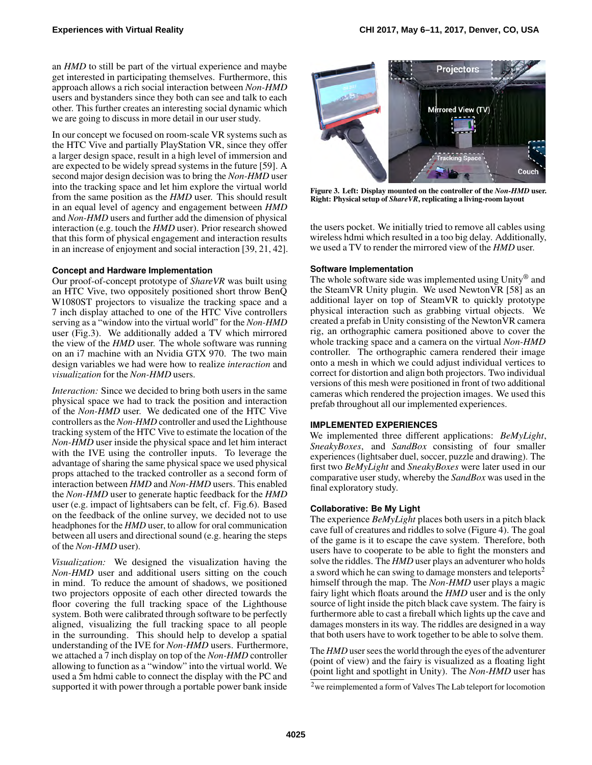an *HMD* to still be part of the virtual experience and maybe get interested in participating themselves. Furthermore, this approach allows a rich social interaction between *Non-HMD* users and bystanders since they both can see and talk to each other. This further creates an interesting social dynamic which we are going to discuss in more detail in our user study.

In our concept we focused on room-scale VR systems such as the HTC Vive and partially PlayStation VR, since they offer a larger design space, result in a high level of immersion and are expected to be widely spread systems in the future [59]. A second major design decision was to bring the *Non-HMD* user into the tracking space and let him explore the virtual world from the same position as the *HMD* user. This should result in an equal level of agency and engagement between *HMD* and *Non-HMD* users and further add the dimension of physical interaction (e.g. touch the *HMD* user). Prior research showed that this form of physical engagement and interaction results in an increase of enjoyment and social interaction [39, 21, 42].

### Concept and Hardware Implementation

Our proof-of-concept prototype of *ShareVR* was built using an HTC Vive, two oppositely positioned short throw BenQ W1080ST projectors to visualize the tracking space and a 7 inch display attached to one of the HTC Vive controllers serving as a "window into the virtual world" for the *Non-HMD* user (Fig.3). We additionally added a TV which mirrored the view of the *HMD* user. The whole software was running on an i7 machine with an Nvidia GTX 970. The two main design variables we had were how to realize *interaction* and *visualization* for the *Non-HMD* users.

*Interaction:* Since we decided to bring both users in the same physical space we had to track the position and interaction of the *Non-HMD* user. We dedicated one of the HTC Vive controllers as the *Non-HMD* controller and used the Lighthouse tracking system of the HTC Vive to estimate the location of the *Non-HMD* user inside the physical space and let him interact with the IVE using the controller inputs. To leverage the advantage of sharing the same physical space we used physical props attached to the tracked controller as a second form of interaction between *HMD* and *Non-HMD* users. This enabled the *Non-HMD* user to generate haptic feedback for the *HMD* user (e.g. impact of lightsabers can be felt, cf. Fig.6). Based on the feedback of the online survey, we decided not to use headphones for the *HMD* user, to allow for oral communication between all users and directional sound (e.g. hearing the steps of the *Non-HMD* user).

*Visualization:* We designed the visualization having the *Non-HMD* user and additional users sitting on the couch in mind. To reduce the amount of shadows, we positioned two projectors opposite of each other directed towards the floor covering the full tracking space of the Lighthouse system. Both were calibrated through software to be perfectly aligned, visualizing the full tracking space to all people in the surrounding. This should help to develop a spatial understanding of the IVE for *Non-HMD* users. Furthermore, we attached a 7 inch display on top of the *Non-HMD* controller allowing to function as a "window" into the virtual world. We used a 5m hdmi cable to connect the display with the PC and supported it with power through a portable power bank inside the users pocket. We initially tried to remove all cables using wireless hdmi which resulted in a too big delay. Additionally, we used a TV to render the mirrored view of the *HMD* user.

Projectors
Mirrored View (TV)
Tracking Space
Couch

**Figure 3. Left: Display mounted on the controller of the *Non-HMD* user. Right: Physical setup of *ShareVR*, replicating a living-room layout**

### Software Implementation

The whole software side was implemented using Unity® and the SteamVR Unity plugin. We used NewtonVR [58] as an additional layer on top of SteamVR to quickly prototype physical interaction such as grabbing virtual objects. We created a prefab in Unity consisting of the NewtonVR camera rig, an orthographic camera positioned above to cover the whole tracking space and a camera on the virtual *Non-HMD* controller. The orthographic camera rendered their image onto a mesh in which we could adjust individual vertices to correct for distortion and align both projectors. Two individual versions of this mesh were positioned in front of two additional cameras which rendered the projection images. We used this prefab throughout all our implemented experiences.

## IMPLEMENTED EXPERIENCES

We implemented three different applications: *BeMyLight*, *SneakyBoxes*, and *SandBox* consisting of four smaller experiences (lightsaber duel, soccer, puzzle and drawing). The first two *BeMyLight* and *SneakyBoxes* were later used in our comparative user study, whereby the *SandBox* was used in the final exploratory study.

### Collaborative: Be My Light

The experience *BeMyLight* places both users in a pitch black cave full of creatures and riddles to solve (Figure 4). The goal of the game is it to escape the cave system. Therefore, both users have to cooperate to be able to fight the monsters and solve the riddles. The *HMD* user plays an adventurer who holds a sword which he can swing to damage monsters and teleports[2] himself through the map. The *Non-HMD* user plays a magic fairy light which floats around the *HMD* user and is the only source of light inside the pitch black cave system. The fairy is furthermore able to cast a fireball which lights up the cave and damages monsters in its way. The riddles are designed in a way that both users have to work together to be able to solve them.

The *HMD* user sees the world through the eyes of the adventurer (point of view) and the fairy is visualized as a floating light (point light and spotlight in Unity). The *Non-HMD* user has

[2] we reimplemented a form of Valves The Lab teleport for locomotion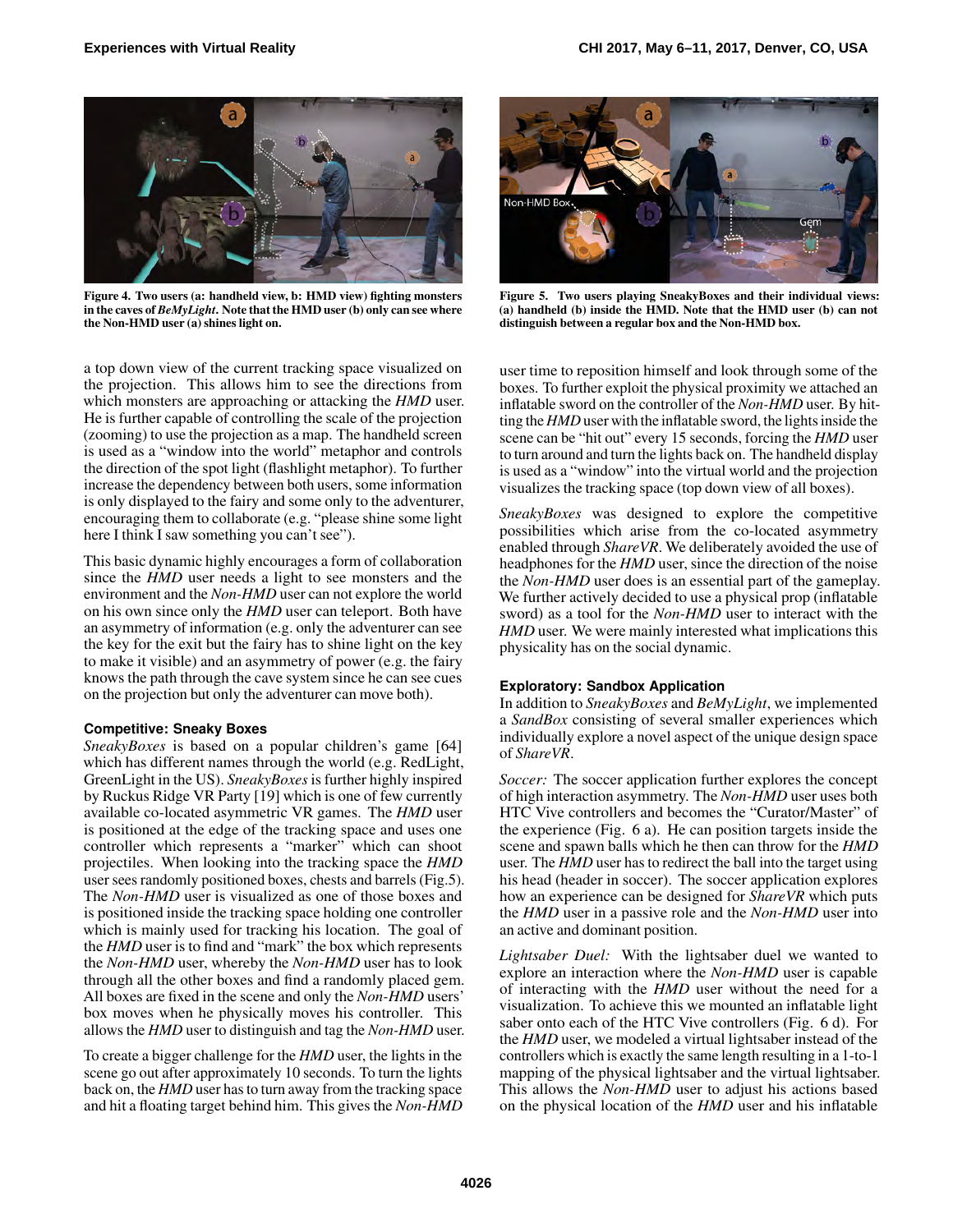Figure 4. Two users (a: handheld view, b: HMD view) fighting monsters in the caves of *BeMyLight*. Note that the HMD user (b) only can see where the Non-HMD user (a) shines light on.

Figure 5. Two users playing SneakyBoxes and their individual views: (a) handheld (b) inside the HMD. Note that the HMD user (b) can not distinguish between a regular box and the Non-HMD box.

a top down view of the current tracking space visualized on the projection. This allows him to see the directions from which monsters are approaching or attacking the *HMD* user. He is further capable of controlling the scale of the projection (zooming) to use the projection as a map. The handheld screen is used as a "window into the world" metaphor and controls the direction of the spot light (flashlight metaphor). To further increase the dependency between both users, some information is only displayed to the fairy and some only to the adventurer, encouraging them to collaborate (e.g. "please shine some light here I think I saw something you can't see").

This basic dynamic highly encourages a form of collaboration since the *HMD* user needs a light to see monsters and the environment and the *Non-HMD* user can not explore the world on his own since only the *HMD* user can teleport. Both have an asymmetry of information (e.g. only the adventurer can see the key for the exit but the fairy has to shine light on the key to make it visible) and an asymmetry of power (e.g. the fairy knows the path through the cave system since he can see cues on the projection but only the adventurer can move both).

### Competitive: Sneaky Boxes

*SneakyBoxes* is based on a popular children's game [64] which has different names through the world (e.g. RedLight, GreenLight in the US). *SneakyBoxes* is further highly inspired by Ruckus Ridge VR Party [19] which is one of few currently available co-located asymmetric VR games. The *HMD* user is positioned at the edge of the tracking space and uses one controller which represents a "marker" which can shoot projectiles. When looking into the tracking space the *HMD* user sees randomly positioned boxes, chests and barrels (Fig.5). The *Non-HMD* user is visualized as one of those boxes and is positioned inside the tracking space holding one controller which is mainly used for tracking his location. The goal of the *HMD* user is to find and "mark" the box which represents the *Non-HMD* user, whereby the *Non-HMD* user has to look through all the other boxes and find a randomly placed gem. All boxes are fixed in the scene and only the *Non-HMD* users' box moves when he physically moves his controller. This allows the *HMD* user to distinguish and tag the *Non-HMD* user.

To create a bigger challenge for the *HMD* user, the lights in the scene go out after approximately 10 seconds. To turn the lights back on, the *HMD* user has to turn away from the tracking space and hit a floating target behind him. This gives the *Non-HMD* user time to reposition himself and look through some of the boxes. To further exploit the physical proximity we attached an inflatable sword on the controller of the *Non-HMD* user. By hitting the *HMD* user with the inflatable sword, the lights inside the scene can be "hit out" every 15 seconds, forcing the *HMD* user to turn around and turn the lights back on. The handheld display is used as a "window" into the virtual world and the projection visualizes the tracking space (top down view of all boxes).

*SneakyBoxes* was designed to explore the competitive possibilities which arise from the co-located asymmetry enabled through *ShareVR*. We deliberately avoided the use of headphones for the *HMD* user, since the direction of the noise the *Non-HMD* user does is an essential part of the gameplay. We further actively decided to use a physical prop (inflatable sword) as a tool for the *Non-HMD* user to interact with the *HMD* user. We were mainly interested what implications this physicality has on the social dynamic.

### Exploratory: Sandbox Application

In addition to *SneakyBoxes* and *BeMyLight*, we implemented a *SandBox* consisting of several smaller experiences which individually explore a novel aspect of the unique design space of *ShareVR*.

*Soccer:* The soccer application further explores the concept of high interaction asymmetry. The *Non-HMD* user uses both HTC Vive controllers and becomes the "Curator/Master" of the experience (Fig. 6 a). He can position targets inside the scene and spawn balls which he then can throw for the *HMD* user. The *HMD* user has to redirect the ball into the target using his head (header in soccer). The soccer application explores how an experience can be designed for *ShareVR* which puts the *HMD* user in a passive role and the *Non-HMD* user into an active and dominant position.

*Lightsaber Duel:* With the lightsaber duel we wanted to explore an interaction where the *Non-HMD* user is capable of interacting with the *HMD* user without the need for a visualization. To achieve this we mounted an inflatable light saber onto each of the HTC Vive controllers (Fig. 6 d). For the *HMD* user, we modeled a virtual lightsaber instead of the controllers which is exactly the same length resulting in a 1-to-1 mapping of the physical lightsaber and the virtual lightsaber. This allows the *Non-HMD* user to adjust his actions based on the physical location of the *HMD* user and his inflatable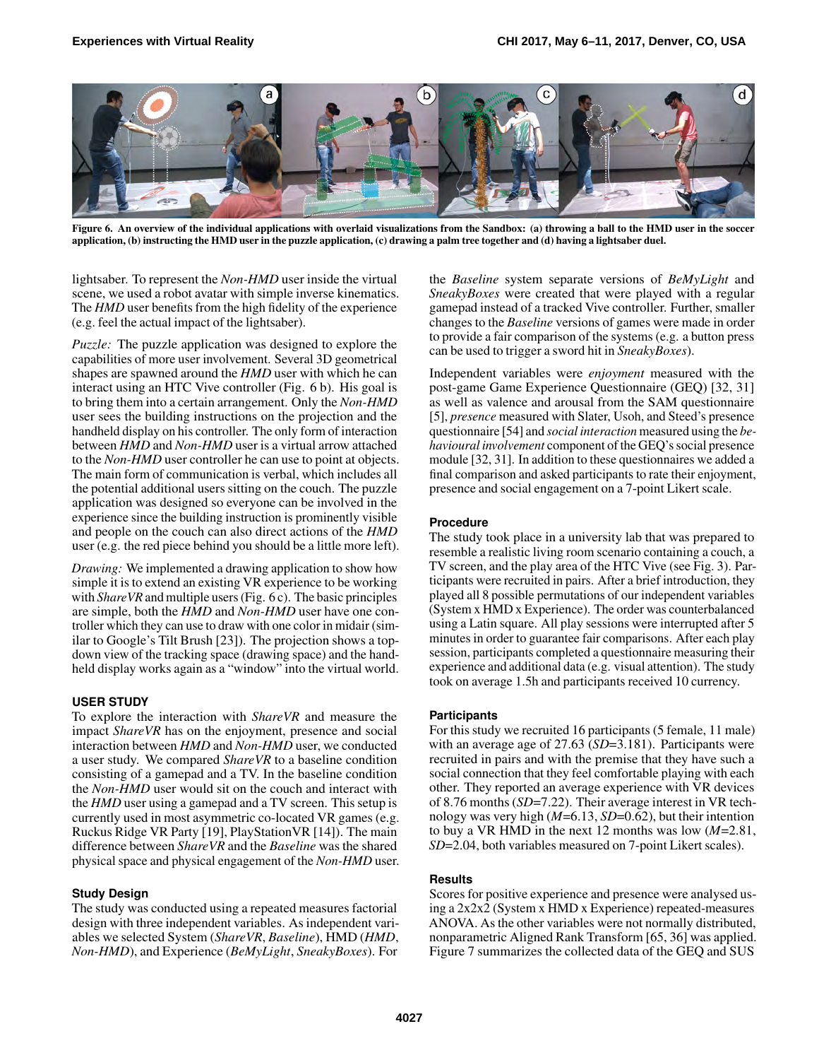Figure 6. An overview of the individual applications with overlaid visualizations from the Sandbox: (a) throwing a ball to the HMD user in the soccer application, (b) instructing the HMD user in the puzzle application, (c) drawing a palm tree together and (d) having a lightsaber duel.

lightsaber. To represent the *Non-HMD* user inside the virtual scene, we used a robot avatar with simple inverse kinematics. The *HMD* user benefits from the high fidelity of the experience (e.g. feel the actual impact of the lightsaber).

*Puzzle:* The puzzle application was designed to explore the capabilities of more user involvement. Several 3D geometrical shapes are spawned around the *HMD* user with which he can interact using an HTC Vive controller (Fig. 6 b). His goal is to bring them into a certain arrangement. Only the *Non-HMD* user sees the building instructions on the projection and the handheld display on his controller. The only form of interaction between *HMD* and *Non-HMD* user is a virtual arrow attached to the *Non-HMD* user controller he can use to point at objects. The main form of communication is verbal, which includes all the potential additional users sitting on the couch. The puzzle application was designed so everyone can be involved in the experience since the building instruction is prominently visible and people on the couch can also direct actions of the *HMD* user (e.g. the red piece behind you should be a little more left).

*Drawing:* We implemented a drawing application to show how simple it is to extend an existing VR experience to be working with *ShareVR* and multiple users (Fig. 6 c). The basic principles are simple, both the *HMD* and *Non-HMD* user have one controller which they can use to draw with one color in midair (similar to Google's Tilt Brush [23]). The projection shows a top-down view of the tracking space (drawing space) and the handheld display works again as a "window" into the virtual world.

## USER STUDY

To explore the interaction with *ShareVR* and measure the impact *ShareVR* has on the enjoyment, presence and social interaction between *HMD* and *Non-HMD* user, we conducted a user study. We compared *ShareVR* to a baseline condition consisting of a gamepad and a TV. In the baseline condition the *Non-HMD* user would sit on the couch and interact with the *HMD* user using a gamepad and a TV screen. This setup is currently used in most asymmetric co-located VR games (e.g. Ruckus Ridge VR Party [19], PlayStationVR [14]). The main difference between *ShareVR* and the *Baseline* was the shared physical space and physical engagement of the *Non-HMD* user.

### Study Design

The study was conducted using a repeated measures factorial design with three independent variables. As independent variables we selected System (*ShareVR*, *Baseline*), HMD (*HMD*, *Non-HMD*), and Experience (*BeMyLight*, *SneakyBoxes*). For the *Baseline* system separate versions of *BeMyLight* and *SneakyBoxes* were created that were played with a regular gamepad instead of a tracked Vive controller. Further, smaller changes to the *Baseline* versions of games were made in order to provide a fair comparison of the systems (e.g. a button press can be used to trigger a sword hit in *SneakyBoxes*).

Independent variables were *enjoyment* measured with the post-game Game Experience Questionnaire (GEQ) [32, 31] as well as valence and arousal from the SAM questionnaire [5], *presence* measured with Slater, Usoh, and Steed's presence questionnaire [54] and *social interaction* measured using the *behavioural involvement* component of the GEQ's social presence module [32, 31]. In addition to these questionnaires we added a final comparison and asked participants to rate their enjoyment, presence and social engagement on a 7-point Likert scale.

### Procedure

The study took place in a university lab that was prepared to resemble a realistic living room scenario containing a couch, a TV screen, and the play area of the HTC Vive (see Fig. 3). Participants were recruited in pairs. After a brief introduction, they played all 8 possible permutations of our independent variables (System x HMD x Experience). The order was counterbalanced using a Latin square. All play sessions were interrupted after 5 minutes in order to guarantee fair comparisons. After each play session, participants completed a questionnaire measuring their experience and additional data (e.g. visual attention). The study took on average 1.5h and participants received 10 currency.

### Participants

For this study we recruited 16 participants (5 female, 11 male) with an average age of 27.63 (*SD*=3.181). Participants were recruited in pairs and with the premise that they have such a social connection that they feel comfortable playing with each other. They reported an average experience with VR devices of 8.76 months (*SD*=7.22). Their average interest in VR technology was very high (*M*=6.13, *SD*=0.62), but their intention to buy a VR HMD in the next 12 months was low (*M*=2.81, *SD*=2.04, both variables measured on 7-point Likert scales).

### Results

Scores for positive experience and presence were analysed using a 2x2x2 (System x HMD x Experience) repeated-measures ANOVA. As the other variables were not normally distributed, nonparametric Aligned Rank Transform [65, 36] was applied. Figure 7 summarizes the collected data of the GEQ and SUS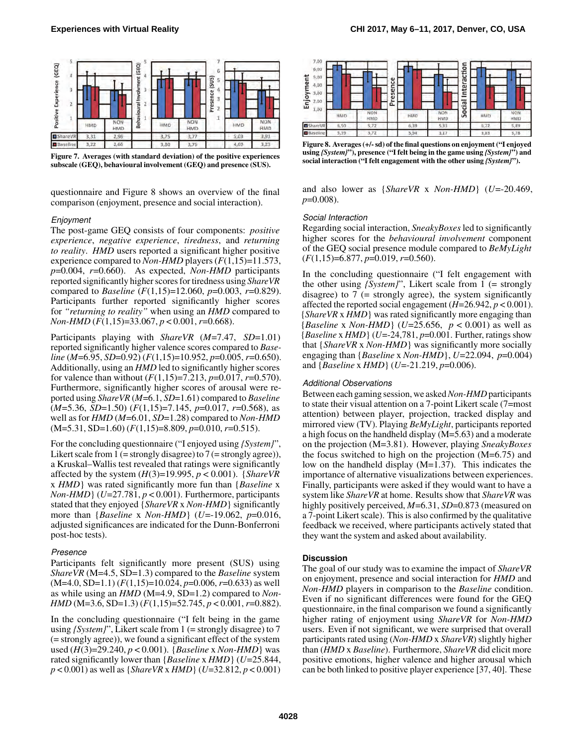| | HMD | NON HMD | HMD | NON HMD | HMD | NON HMD |
|---|---|---|---|---|---|---|
| ShareVR | 3,31 | 2,96 | 3,75 | 3,77 | 5,03 | 3,91 |
| Baseline | 3,22 | 2,66 | 3,80 | 3,76 | 4,69 | 3,23 |

**Figure 7. Averages (with standard deviation) of the positive experiences subscale (GEQ), behavioural involvement (GEQ) and presence (SUS).**

| | HMD | NON HMD | HMD | NON HMD | HMD | NON HMD |
|---|---|---|---|---|---|---|
| ShareVR | 6,50 | 5,72 | 6,39 | 5,33 | 6,22 | 5,89 |
| Baseline | 5,39 | 3,72 | 5,94 | 3,17 | 3,83 | 3,78 |

**Figure 8. Averages (+/- sd) of the final questions on enjoyment ("I enjoyed using *{System}*"), presence ("I felt being in the game using *{System}*") and social interaction ("I felt engagement with the other using *{System}*").**

questionnaire and Figure 8 shows an overview of the final comparison (enjoyment, presence and social interaction).

### Enjoyment

The post-game GEQ consists of four components: *positive experience*, *negative experience*, *tiredness*, and *returning to reality*. *HMD* users reported a significant higher positive experience compared to *Non-HMD* players ($F(1,15)=11.573$, $p=0.004$, $r=0.660$). As expected, *Non-HMD* participants reported significantly higher scores for tiredness using *ShareVR* compared to *Baseline* ($F(1,15)=12.060$, $p=0.003$, $r=0.829$). Participants further reported significantly higher scores for *"returning to reality"* when using an *HMD* compared to *Non-HMD* ($F(1,15)=33.067$, $p<0.001$, $r=0.668$).

Participants playing with *ShareVR* ($M=7.47$, $SD=1.01$) reported significantly higher valence scores compared to *Baseline* ($M=6.95$, $SD=0.92$) ($F(1,15)=10.952$, $p=0.005$, $r=0.650$). Additionally, using an *HMD* led to significantly higher scores for valence than without ($F(1,15)=7.213$, $p=0.017$, $r=0.570$). Furthermore, significantly higher scores of arousal were reported using *ShareVR* ($M=6.1$, $SD=1.61$) compared to *Baseline* ($M=5.36$, $SD=1.50$) ($F(1,15)=7.145$, $p=0.017$, $r=0.568$), as well as for *HMD* ($M=6.01$, $SD=1.28$) compared to *Non-HMD* (M=5.31, SD=1.60) ($F(1,15)=8.809$, $p=0.010$, $r=0.515$).

For the concluding questionnaire ("I enjoyed using *{System}*", Likert scale from 1 (= strongly disagree) to 7 (= strongly agree)), a Kruskal–Wallis test revealed that ratings were significantly affected by the system ($H(3)=19.995$, $p<0.001$). {*ShareVR* x *HMD*} was rated significantly more fun than {*Baseline* x *Non-HMD*} ($U=27.781$, $p<0.001$). Furthermore, participants stated that they enjoyed {*ShareVR* x *Non-HMD*} significantly more than {*Baseline* x *Non-HMD*} ($U=-19.062$, $p=0.016$, adjusted significances are indicated for the Dunn-Bonferroni post-hoc tests).

### Presence

Participants felt significantly more present (SUS) using *ShareVR* (M=4.5, SD=1.3) compared to the *Baseline* system (M=4.0, SD=1.1) ($F(1,15)=10.024$, $p=0.006$, $r=0.633$) as well as while using an *HMD* (M=4.9, SD=1.2) compared to *Non-HMD* (M=3.6, SD=1.3) ($F(1,15)=52.745$, $p<0.001$, $r=0.882$).

In the concluding questionnaire ("I felt being in the game using *{System}*", Likert scale from 1 (= strongly disagree) to 7 (= strongly agree)), we found a significant effect of the system used ($H(3)=29.240$, $p<0.001$). {*Baseline* x *Non-HMD*} was rated significantly lower than {*Baseline* x *HMD*} ($U=25.844$, $p<0.001$) as well as {*ShareVR* x *HMD*} ($U=32.812$, $p<0.001$) and also lower as {*ShareVR* x *Non-HMD*} ($U=-20.469$, $p=0.008$).

### Social Interaction

Regarding social interaction, *SneakyBoxes* led to significantly higher scores for the *behavioural involvement* component of the GEQ social presence module compared to *BeMyLight* ($F(1,15)=6.877$, $p=0.019$, $r=0.560$).

In the concluding questionnaire ("I felt engagement with the other using *{System}*", Likert scale from 1 (= strongly disagree) to 7 (= strongly agree), the system significantly affected the reported social engagement ($H=26.942$, $p<0.001$). {*ShareVR* x *HMD*} was rated significantly more engaging than {*Baseline* x *Non-HMD*} ($U=25.656$, $p<0.001$) as well as {*Baseline* x *HMD*} ($U=-24{,}781$, $p=0.001$. Further, ratings show that {*ShareVR* x *Non-HMD*} was significantly more socially engaging than {*Baseline* x *Non-HMD*}, $U=22.094$, $p=0.004$) and {*Baseline* x *HMD*} ($U=-21.219$, $p=0.006$).

### Additional Observations

Between each gaming session, we asked *Non-HMD* participants to state their visual attention on a 7-point Likert scale (7=most attention) between player, projection, tracked display and mirrored view (TV). Playing *BeMyLight*, participants reported a high focus on the handheld display (M=5.63) and a moderate on the projection (M=3.81). However, playing *SneakyBoxes* the focus switched to high on the projection (M=6.75) and low on the handheld display (M=1.37). This indicates the importance of alternative visualizations between experiences. Finally, participants were asked if they would want to have a system like *ShareVR* at home. Results show that *ShareVR* was highly positively perceived, $M=6.31$, $SD=0.873$ (measured on a 7-point Likert scale). This is also confirmed by the qualitative feedback we received, where participants actively stated that they want the system and asked about availability.

## Discussion

The goal of our study was to examine the impact of *ShareVR* on enjoyment, presence and social interaction for *HMD* and *Non-HMD* players in comparison to the *Baseline* condition. Even if no significant differences were found for the GEQ questionnaire, in the final comparison we found a significantly higher rating of enjoyment using *ShareVR* for *Non-HMD* users. Even if not significant, we were surprised that overall participants rated using (*Non-HMD* x *ShareVR*) slightly higher than (*HMD* x *Baseline*). Furthermore, *ShareVR* did elicit more positive emotions, higher valence and higher arousal which can be both linked to positive player experience [37, 40]. These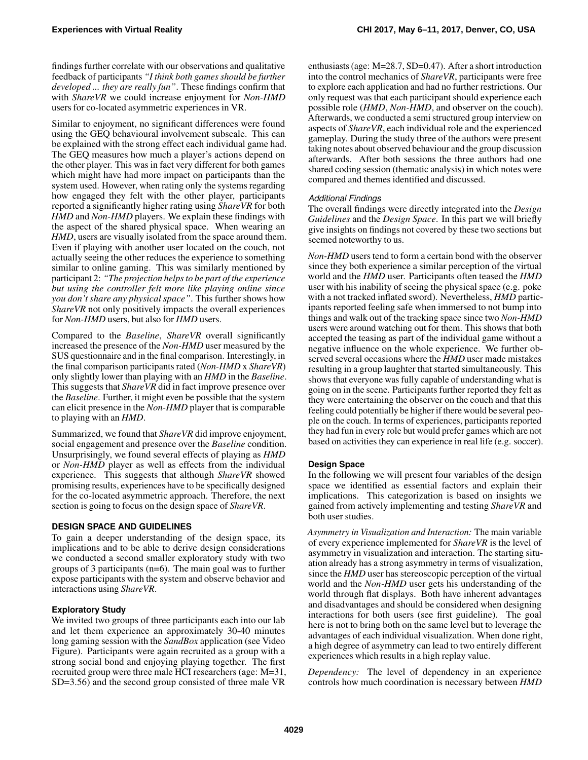findings further correlate with our observations and qualitative feedback of participants *"I think both games should be further developed ... they are really fun"*. These findings confirm that with *ShareVR* we could increase enjoyment for *Non-HMD* users for co-located asymmetric experiences in VR.

Similar to enjoyment, no significant differences were found using the GEQ behavioural involvement subscale. This can be explained with the strong effect each individual game had. The GEQ measures how much a player's actions depend on the other player. This was in fact very different for both games which might have had more impact on participants than the system used. However, when rating only the systems regarding how engaged they felt with the other player, participants reported a significantly higher rating using *ShareVR* for both *HMD* and *Non-HMD* players. We explain these findings with the aspect of the shared physical space. When wearing an *HMD*, users are visually isolated from the space around them. Even if playing with another user located on the couch, not actually seeing the other reduces the experience to something similar to online gaming. This was similarly mentioned by participant 2: *"The projection helps to be part of the experience but using the controller felt more like playing online since you don't share any physical space"*. This further shows how *ShareVR* not only positively impacts the overall experiences for *Non-HMD* users, but also for *HMD* users.

Compared to the *Baseline*, *ShareVR* overall significantly increased the presence of the *Non-HMD* user measured by the SUS questionnaire and in the final comparison. Interestingly, in the final comparison participants rated (*Non-HMD* x *ShareVR*) only slightly lower than playing with an *HMD* in the *Baseline*. This suggests that *ShareVR* did in fact improve presence over the *Baseline*. Further, it might even be possible that the system can elicit presence in the *Non-HMD* player that is comparable to playing with an *HMD*.

Summarized, we found that *ShareVR* did improve enjoyment, social engagement and presence over the *Baseline* condition. Unsurprisingly, we found several effects of playing as *HMD* or *Non-HMD* player as well as effects from the individual experience. This suggests that although *ShareVR* showed promising results, experiences have to be specifically designed for the co-located asymmetric approach. Therefore, the next section is going to focus on the design space of *ShareVR*.

## DESIGN SPACE AND GUIDELINES

To gain a deeper understanding of the design space, its implications and to be able to derive design considerations we conducted a second smaller exploratory study with two groups of 3 participants (n=6). The main goal was to further expose participants with the system and observe behavior and interactions using *ShareVR*.

### Exploratory Study

We invited two groups of three participants each into our lab and let them experience an approximately 30-40 minutes long gaming session with the *SandBox* application (see Video Figure). Participants were again recruited as a group with a strong social bond and enjoying playing together. The first recruited group were three male HCI researchers (age: M=31, SD=3.56) and the second group consisted of three male VR enthusiasts (age: M=28.7, SD=0.47). After a short introduction into the control mechanics of *ShareVR*, participants were free to explore each application and had no further restrictions. Our only request was that each participant should experience each possible role (*HMD*, *Non-HMD*, and observer on the couch). Afterwards, we conducted a semi structured group interview on aspects of *ShareVR*, each individual role and the experienced gameplay. During the study three of the authors were present taking notes about observed behaviour and the group discussion afterwards. After both sessions the three authors had one shared coding session (thematic analysis) in which notes were compared and themes identified and discussed.

#### *Additional Findings*

The overall findings were directly integrated into the *Design Guidelines* and the *Design Space*. In this part we will briefly give insights on findings not covered by these two sections but seemed noteworthy to us.

*Non-HMD* users tend to form a certain bond with the observer since they both experience a similar perception of the virtual world and the *HMD* user. Participants often teased the *HMD* user with his inability of seeing the physical space (e.g. poke with a not tracked inflated sword). Nevertheless, *HMD* participants reported feeling safe when immersed to not bump into things and walk out of the tracking space since two *Non-HMD* users were around watching out for them. This shows that both accepted the teasing as part of the individual game without a negative influence on the whole experience. We further observed several occasions where the *HMD* user made mistakes resulting in a group laughter that started simultaneously. This shows that everyone was fully capable of understanding what is going on in the scene. Participants further reported they felt as they were entertaining the observer on the couch and that this feeling could potentially be higher if there would be several people on the couch. In terms of experiences, participants reported they had fun in every role but would prefer games which are not based on activities they can experience in real life (e.g. soccer).

### Design Space

In the following we will present four variables of the design space we identified as essential factors and explain their implications. This categorization is based on insights we gained from actively implementing and testing *ShareVR* and both user studies.

*Asymmetry in Visualization and Interaction:* The main variable of every experience implemented for *ShareVR* is the level of asymmetry in visualization and interaction. The starting situation already has a strong asymmetry in terms of visualization, since the *HMD* user has stereoscopic perception of the virtual world and the *Non-HMD* user gets his understanding of the world through flat displays. Both have inherent advantages and disadvantages and should be considered when designing interactions for both users (see first guideline). The goal here is not to bring both on the same level but to leverage the advantages of each individual visualization. When done right, a high degree of asymmetry can lead to two entirely different experiences which results in a high replay value.

*Dependency:* The level of dependency in an experience controls how much coordination is necessary between *HMD*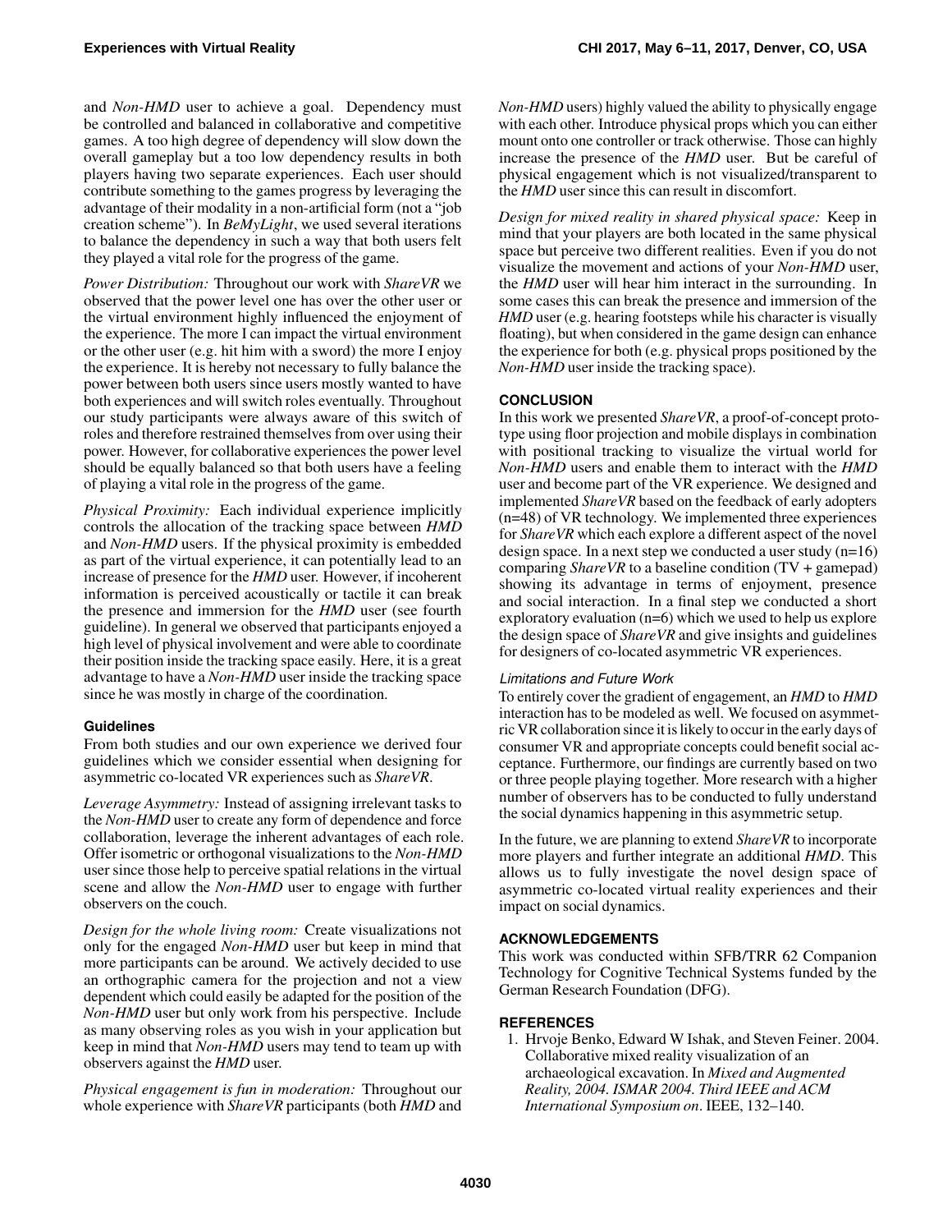and *Non-HMD* user to achieve a goal. Dependency must be controlled and balanced in collaborative and competitive games. A too high degree of dependency will slow down the overall gameplay but a too low dependency results in both players having two separate experiences. Each user should contribute something to the games progress by leveraging the advantage of their modality in a non-artificial form (not a "job creation scheme"). In *BeMyLight*, we used several iterations to balance the dependency in such a way that both users felt they played a vital role for the progress of the game.

*Power Distribution:* Throughout our work with *ShareVR* we observed that the power level one has over the other user or the virtual environment highly influenced the enjoyment of the experience. The more I can impact the virtual environment or the other user (e.g. hit him with a sword) the more I enjoy the experience. It is hereby not necessary to fully balance the power between both users since users mostly wanted to have both experiences and will switch roles eventually. Throughout our study participants were always aware of this switch of roles and therefore restrained themselves from over using their power. However, for collaborative experiences the power level should be equally balanced so that both users have a feeling of playing a vital role in the progress of the game.

*Physical Proximity:* Each individual experience implicitly controls the allocation of the tracking space between *HMD* and *Non-HMD* users. If the physical proximity is embedded as part of the virtual experience, it can potentially lead to an increase of presence for the *HMD* user. However, if incoherent information is perceived acoustically or tactile it can break the presence and immersion for the *HMD* user (see fourth guideline). In general we observed that participants enjoyed a high level of physical involvement and were able to coordinate their position inside the tracking space easily. Here, it is a great advantage to have a *Non-HMD* user inside the tracking space since he was mostly in charge of the coordination.

### Guidelines

From both studies and our own experience we derived four guidelines which we consider essential when designing for asymmetric co-located VR experiences such as *ShareVR*.

*Leverage Asymmetry:* Instead of assigning irrelevant tasks to the *Non-HMD* user to create any form of dependence and force collaboration, leverage the inherent advantages of each role. Offer isometric or orthogonal visualizations to the *Non-HMD* user since those help to perceive spatial relations in the virtual scene and allow the *Non-HMD* user to engage with further observers on the couch.

*Design for the whole living room:* Create visualizations not only for the engaged *Non-HMD* user but keep in mind that more participants can be around. We actively decided to use an orthographic camera for the projection and not a view dependent which could easily be adapted for the position of the *Non-HMD* user but only work from his perspective. Include as many observing roles as you wish in your application but keep in mind that *Non-HMD* users may tend to team up with observers against the *HMD* user.

*Physical engagement is fun in moderation:* Throughout our whole experience with *ShareVR* participants (both *HMD* and *Non-HMD* users) highly valued the ability to physically engage with each other. Introduce physical props which you can either mount onto one controller or track otherwise. Those can highly increase the presence of the *HMD* user. But be careful of physical engagement which is not visualized/transparent to the *HMD* user since this can result in discomfort.

*Design for mixed reality in shared physical space:* Keep in mind that your players are both located in the same physical space but perceive two different realities. Even if you do not visualize the movement and actions of your *Non-HMD* user, the *HMD* user will hear him interact in the surrounding. In some cases this can break the presence and immersion of the *HMD* user (e.g. hearing footsteps while his character is visually floating), but when considered in the game design can enhance the experience for both (e.g. physical props positioned by the *Non-HMD* user inside the tracking space).

## CONCLUSION

In this work we presented *ShareVR*, a proof-of-concept prototype using floor projection and mobile displays in combination with positional tracking to visualize the virtual world for *Non-HMD* users and enable them to interact with the *HMD* user and become part of the VR experience. We designed and implemented *ShareVR* based on the feedback of early adopters (n=48) of VR technology. We implemented three experiences for *ShareVR* which each explore a different aspect of the novel design space. In a next step we conducted a user study (n=16) comparing *ShareVR* to a baseline condition (TV + gamepad) showing its advantage in terms of enjoyment, presence and social interaction. In a final step we conducted a short exploratory evaluation (n=6) which we used to help us explore the design space of *ShareVR* and give insights and guidelines for designers of co-located asymmetric VR experiences.

### Limitations and Future Work

To entirely cover the gradient of engagement, an *HMD* to *HMD* interaction has to be modeled as well. We focused on asymmetric VR collaboration since it is likely to occur in the early days of consumer VR and appropriate concepts could benefit social acceptance. Furthermore, our findings are currently based on two or three people playing together. More research with a higher number of observers has to be conducted to fully understand the social dynamics happening in this asymmetric setup.

In the future, we are planning to extend *ShareVR* to incorporate more players and further integrate an additional *HMD*. This allows us to fully investigate the novel design space of asymmetric co-located virtual reality experiences and their impact on social dynamics.

## ACKNOWLEDGEMENTS

This work was conducted within SFB/TRR 62 Companion Technology for Cognitive Technical Systems funded by the German Research Foundation (DFG).

## REFERENCES

1. Hrvoje Benko, Edward W Ishak, and Steven Feiner. 2004. Collaborative mixed reality visualization of an archaeological excavation. In *Mixed and Augmented Reality, 2004. ISMAR 2004. Third IEEE and ACM International Symposium on*. IEEE, 132–140.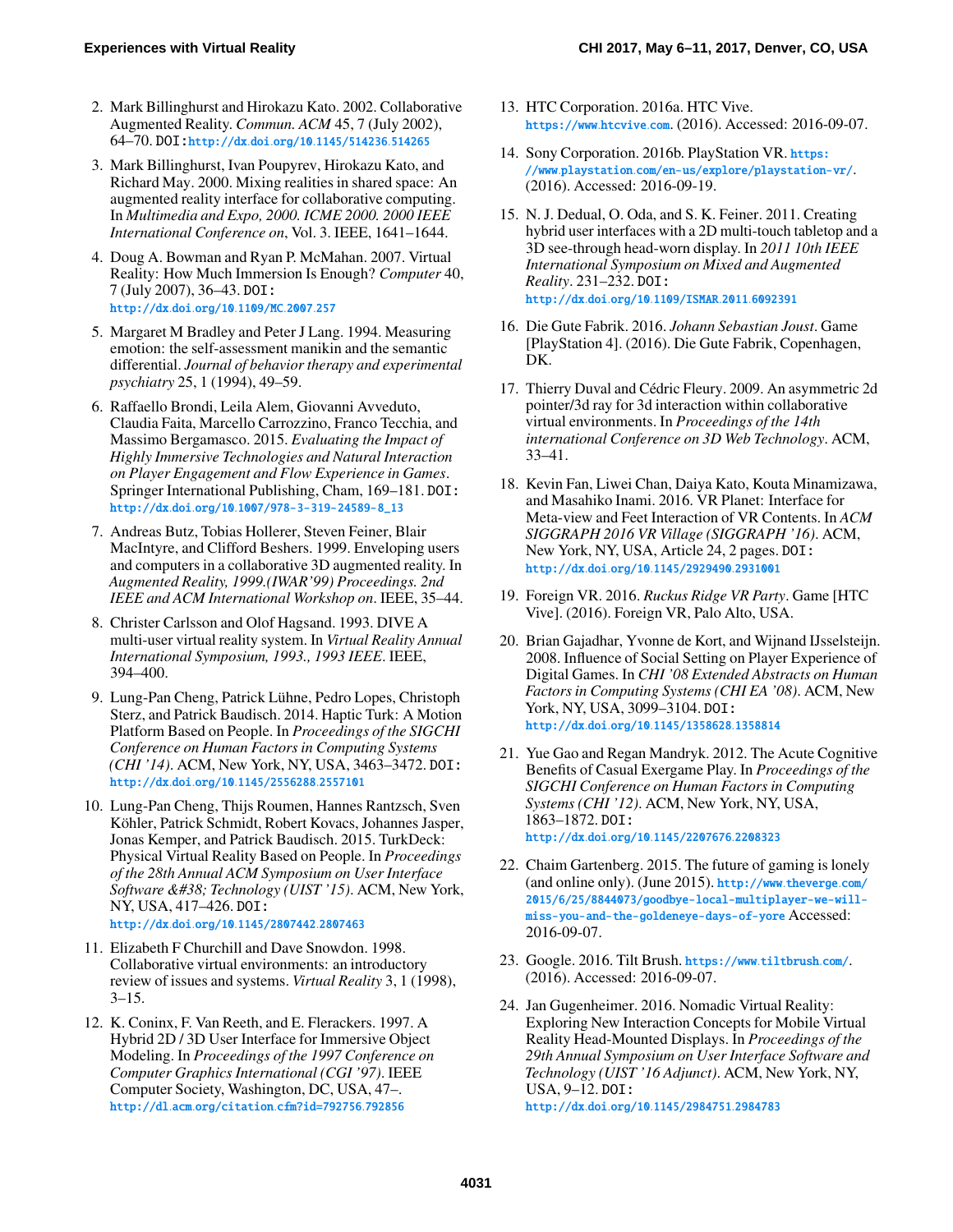2. Mark Billinghurst and Hirokazu Kato. 2002. Collaborative Augmented Reality. *Commun. ACM* 45, 7 (July 2002), 64–70. DOI: http://dx.doi.org/10.1145/514236.514265

3. Mark Billinghurst, Ivan Poupyrev, Hirokazu Kato, and Richard May. 2000. Mixing realities in shared space: An augmented reality interface for collaborative computing. In *Multimedia and Expo, 2000. ICME 2000. 2000 IEEE International Conference on*, Vol. 3. IEEE, 1641–1644.

4. Doug A. Bowman and Ryan P. McMahan. 2007. Virtual Reality: How Much Immersion Is Enough? *Computer* 40, 7 (July 2007), 36–43. DOI: http://dx.doi.org/10.1109/MC.2007.257

5. Margaret M Bradley and Peter J Lang. 1994. Measuring emotion: the self-assessment manikin and the semantic differential. *Journal of behavior therapy and experimental psychiatry* 25, 1 (1994), 49–59.

6. Raffaello Brondi, Leila Alem, Giovanni Avveduto, Claudia Faita, Marcello Carrozzino, Franco Tecchia, and Massimo Bergamasco. 2015. *Evaluating the Impact of Highly Immersive Technologies and Natural Interaction on Player Engagement and Flow Experience in Games*. Springer International Publishing, Cham, 169–181. DOI: http://dx.doi.org/10.1007/978-3-319-24589-8_13

7. Andreas Butz, Tobias Hollerer, Steven Feiner, Blair MacIntyre, and Clifford Beshers. 1999. Enveloping users and computers in a collaborative 3D augmented reality. In *Augmented Reality, 1999.(IWAR'99) Proceedings. 2nd IEEE and ACM International Workshop on*. IEEE, 35–44.

8. Christer Carlsson and Olof Hagsand. 1993. DIVE A multi-user virtual reality system. In *Virtual Reality Annual International Symposium, 1993., 1993 IEEE*. IEEE, 394–400.

9. Lung-Pan Cheng, Patrick Lühne, Pedro Lopes, Christoph Sterz, and Patrick Baudisch. 2014. Haptic Turk: A Motion Platform Based on People. In *Proceedings of the SIGCHI Conference on Human Factors in Computing Systems (CHI '14)*. ACM, New York, NY, USA, 3463–3472. DOI: http://dx.doi.org/10.1145/2556288.2557101

10. Lung-Pan Cheng, Thijs Roumen, Hannes Rantzsch, Sven Köhler, Patrick Schmidt, Robert Kovacs, Johannes Jasper, Jonas Kemper, and Patrick Baudisch. 2015. TurkDeck: Physical Virtual Reality Based on People. In *Proceedings of the 28th Annual ACM Symposium on User Interface Software &#38; Technology (UIST '15)*. ACM, New York, NY, USA, 417–426. DOI: http://dx.doi.org/10.1145/2807442.2807463

11. Elizabeth F Churchill and Dave Snowdon. 1998. Collaborative virtual environments: an introductory review of issues and systems. *Virtual Reality* 3, 1 (1998), 3–15.

12. K. Coninx, F. Van Reeth, and E. Flerackers. 1997. A Hybrid 2D / 3D User Interface for Immersive Object Modeling. In *Proceedings of the 1997 Conference on Computer Graphics International (CGI '97)*. IEEE Computer Society, Washington, DC, USA, 47–. http://dl.acm.org/citation.cfm?id=792756.792856

13. HTC Corporation. 2016a. HTC Vive. https://www.htcvive.com. (2016). Accessed: 2016-09-07.

14. Sony Corporation. 2016b. PlayStation VR. https://www.playstation.com/en-us/explore/playstation-vr/. (2016). Accessed: 2016-09-19.

15. N. J. Dedual, O. Oda, and S. K. Feiner. 2011. Creating hybrid user interfaces with a 2D multi-touch tabletop and a 3D see-through head-worn display. In *2011 10th IEEE International Symposium on Mixed and Augmented Reality*. 231–232. DOI: http://dx.doi.org/10.1109/ISMAR.2011.6092391

16. Die Gute Fabrik. 2016. *Johann Sebastian Joust*. Game [PlayStation 4]. (2016). Die Gute Fabrik, Copenhagen, DK.

17. Thierry Duval and Cédric Fleury. 2009. An asymmetric 2d pointer/3d ray for 3d interaction within collaborative virtual environments. In *Proceedings of the 14th international Conference on 3D Web Technology*. ACM, 33–41.

18. Kevin Fan, Liwei Chan, Daiya Kato, Kouta Minamizawa, and Masahiko Inami. 2016. VR Planet: Interface for Meta-view and Feet Interaction of VR Contents. In *ACM SIGGRAPH 2016 VR Village (SIGGRAPH '16)*. ACM, New York, NY, USA, Article 24, 2 pages. DOI: http://dx.doi.org/10.1145/2929490.2931001

19. Foreign VR. 2016. *Ruckus Ridge VR Party*. Game [HTC Vive]. (2016). Foreign VR, Palo Alto, USA.

20. Brian Gajadhar, Yvonne de Kort, and Wijnand IJsselsteijn. 2008. Influence of Social Setting on Player Experience of Digital Games. In *CHI '08 Extended Abstracts on Human Factors in Computing Systems (CHI EA '08)*. ACM, New York, NY, USA, 3099–3104. DOI: http://dx.doi.org/10.1145/1358628.1358814

21. Yue Gao and Regan Mandryk. 2012. The Acute Cognitive Benefits of Casual Exergame Play. In *Proceedings of the SIGCHI Conference on Human Factors in Computing Systems (CHI '12)*. ACM, New York, NY, USA, 1863–1872. DOI: http://dx.doi.org/10.1145/2207676.2208323

22. Chaim Gartenberg. 2015. The future of gaming is lonely (and online only). (June 2015). http://www.theverge.com/2015/6/25/8844073/goodbye-local-multiplayer-we-will-miss-you-and-the-goldeneye-days-of-yore Accessed: 2016-09-07.

23. Google. 2016. Tilt Brush. https://www.tiltbrush.com/. (2016). Accessed: 2016-09-07.

24. Jan Gugenheimer. 2016. Nomadic Virtual Reality: Exploring New Interaction Concepts for Mobile Virtual Reality Head-Mounted Displays. In *Proceedings of the 29th Annual Symposium on User Interface Software and Technology (UIST '16 Adjunct)*. ACM, New York, NY, USA, 9–12. DOI: http://dx.doi.org/10.1145/2984751.2984783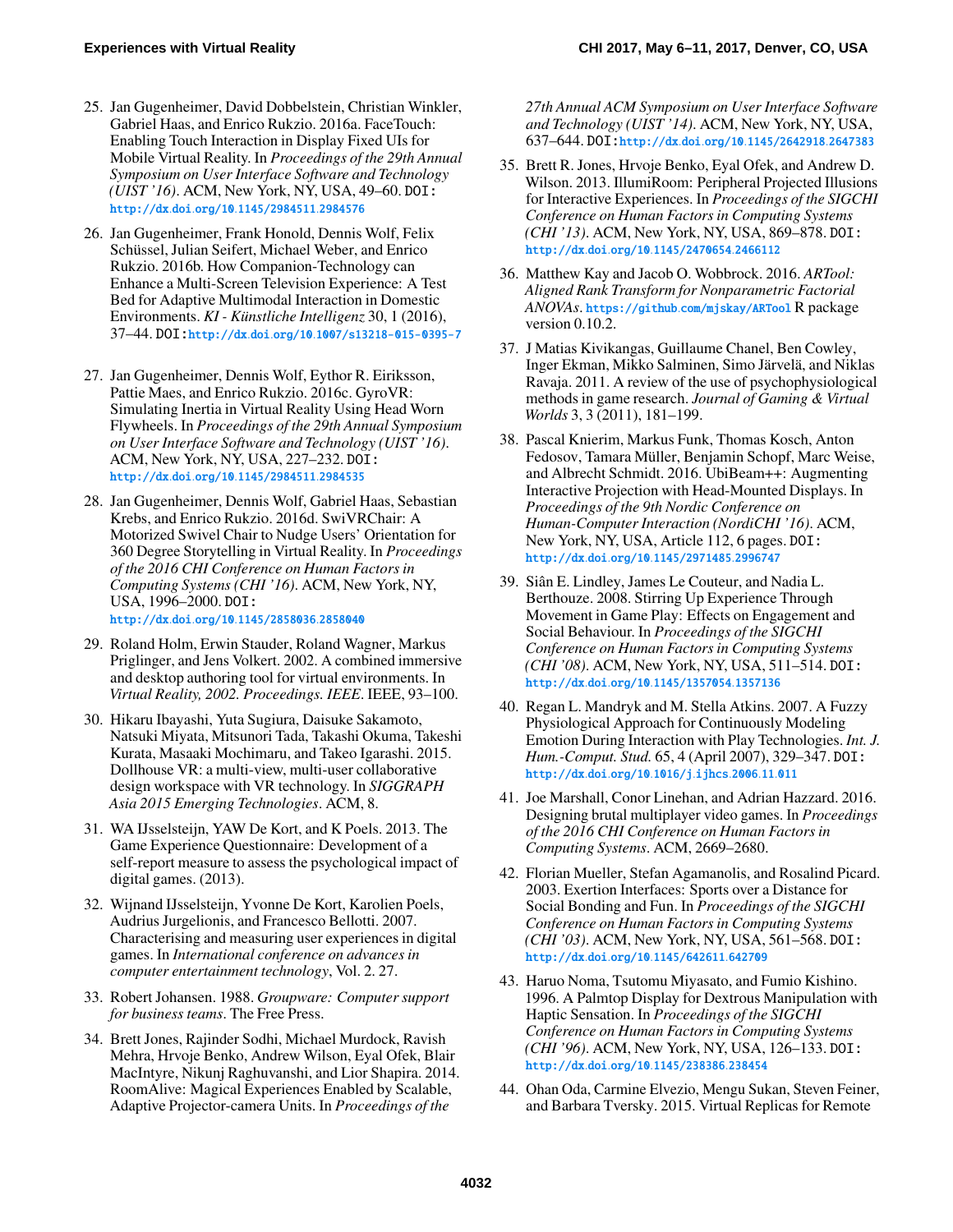25. Jan Gugenheimer, David Dobbelstein, Christian Winkler, Gabriel Haas, and Enrico Rukzio. 2016a. FaceTouch: Enabling Touch Interaction in Display Fixed UIs for Mobile Virtual Reality. In *Proceedings of the 29th Annual Symposium on User Interface Software and Technology (UIST '16)*. ACM, New York, NY, USA, 49–60. DOI: http://dx.doi.org/10.1145/2984511.2984576

26. Jan Gugenheimer, Frank Honold, Dennis Wolf, Felix Schüssel, Julian Seifert, Michael Weber, and Enrico Rukzio. 2016b. How Companion-Technology can Enhance a Multi-Screen Television Experience: A Test Bed for Adaptive Multimodal Interaction in Domestic Environments. *KI - Künstliche Intelligenz* 30, 1 (2016), 37–44. DOI: http://dx.doi.org/10.1007/s13218-015-0395-7

27. Jan Gugenheimer, Dennis Wolf, Eythor R. Eiriksson, Pattie Maes, and Enrico Rukzio. 2016c. GyroVR: Simulating Inertia in Virtual Reality Using Head Worn Flywheels. In *Proceedings of the 29th Annual Symposium on User Interface Software and Technology (UIST '16)*. ACM, New York, NY, USA, 227–232. DOI: http://dx.doi.org/10.1145/2984511.2984535

28. Jan Gugenheimer, Dennis Wolf, Gabriel Haas, Sebastian Krebs, and Enrico Rukzio. 2016d. SwiVRChair: A Motorized Swivel Chair to Nudge Users' Orientation for 360 Degree Storytelling in Virtual Reality. In *Proceedings of the 2016 CHI Conference on Human Factors in Computing Systems (CHI '16)*. ACM, New York, NY, USA, 1996–2000. DOI: http://dx.doi.org/10.1145/2858036.2858040

29. Roland Holm, Erwin Stauder, Roland Wagner, Markus Priglinger, and Jens Volkert. 2002. A combined immersive and desktop authoring tool for virtual environments. In *Virtual Reality, 2002. Proceedings. IEEE*. IEEE, 93–100.

30. Hikaru Ibayashi, Yuta Sugiura, Daisuke Sakamoto, Natsuki Miyata, Mitsunori Tada, Takashi Okuma, Takeshi Kurata, Masaaki Mochimaru, and Takeo Igarashi. 2015. Dollhouse VR: a multi-view, multi-user collaborative design workspace with VR technology. In *SIGGRAPH Asia 2015 Emerging Technologies*. ACM, 8.

31. WA IJsselsteijn, YAW De Kort, and K Poels. 2013. The Game Experience Questionnaire: Development of a self-report measure to assess the psychological impact of digital games. (2013).

32. Wijnand IJsselsteijn, Yvonne De Kort, Karolien Poels, Audrius Jurgelionis, and Francesco Bellotti. 2007. Characterising and measuring user experiences in digital games. In *International conference on advances in computer entertainment technology*, Vol. 2. 27.

33. Robert Johansen. 1988. *Groupware: Computer support for business teams*. The Free Press.

34. Brett Jones, Rajinder Sodhi, Michael Murdock, Ravish Mehra, Hrvoje Benko, Andrew Wilson, Eyal Ofek, Blair MacIntyre, Nikunj Raghuvanshi, and Lior Shapira. 2014. RoomAlive: Magical Experiences Enabled by Scalable, Adaptive Projector-camera Units. In *Proceedings of the 27th Annual ACM Symposium on User Interface Software and Technology (UIST '14)*. ACM, New York, NY, USA, 637–644. DOI: http://dx.doi.org/10.1145/2642918.2647383

35. Brett R. Jones, Hrvoje Benko, Eyal Ofek, and Andrew D. Wilson. 2013. IllumiRoom: Peripheral Projected Illusions for Interactive Experiences. In *Proceedings of the SIGCHI Conference on Human Factors in Computing Systems (CHI '13)*. ACM, New York, NY, USA, 869–878. DOI: http://dx.doi.org/10.1145/2470654.2466112

36. Matthew Kay and Jacob O. Wobbrock. 2016. *ARTool: Aligned Rank Transform for Nonparametric Factorial ANOVAs*. https://github.com/mjskay/ARTool R package version 0.10.2.

37. J Matias Kivikangas, Guillaume Chanel, Ben Cowley, Inger Ekman, Mikko Salminen, Simo Järvelä, and Niklas Ravaja. 2011. A review of the use of psychophysiological methods in game research. *Journal of Gaming & Virtual Worlds* 3, 3 (2011), 181–199.

38. Pascal Knierim, Markus Funk, Thomas Kosch, Anton Fedosov, Tamara Müller, Benjamin Schopf, Marc Weise, and Albrecht Schmidt. 2016. UbiBeam++: Augmenting Interactive Projection with Head-Mounted Displays. In *Proceedings of the 9th Nordic Conference on Human-Computer Interaction (NordiCHI '16)*. ACM, New York, NY, USA, Article 112, 6 pages. DOI: http://dx.doi.org/10.1145/2971485.2996747

39. Siân E. Lindley, James Le Couteur, and Nadia L. Berthouze. 2008. Stirring Up Experience Through Movement in Game Play: Effects on Engagement and Social Behaviour. In *Proceedings of the SIGCHI Conference on Human Factors in Computing Systems (CHI '08)*. ACM, New York, NY, USA, 511–514. DOI: http://dx.doi.org/10.1145/1357054.1357136

40. Regan L. Mandryk and M. Stella Atkins. 2007. A Fuzzy Physiological Approach for Continuously Modeling Emotion During Interaction with Play Technologies. *Int. J. Hum.-Comput. Stud.* 65, 4 (April 2007), 329–347. DOI: http://dx.doi.org/10.1016/j.ijhcs.2006.11.011

41. Joe Marshall, Conor Linehan, and Adrian Hazzard. 2016. Designing brutal multiplayer video games. In *Proceedings of the 2016 CHI Conference on Human Factors in Computing Systems*. ACM, 2669–2680.

42. Florian Mueller, Stefan Agamanolis, and Rosalind Picard. 2003. Exertion Interfaces: Sports over a Distance for Social Bonding and Fun. In *Proceedings of the SIGCHI Conference on Human Factors in Computing Systems (CHI '03)*. ACM, New York, NY, USA, 561–568. DOI: http://dx.doi.org/10.1145/642611.642709

43. Haruo Noma, Tsutomu Miyasato, and Fumio Kishino. 1996. A Palmtop Display for Dextrous Manipulation with Haptic Sensation. In *Proceedings of the SIGCHI Conference on Human Factors in Computing Systems (CHI '96)*. ACM, New York, NY, USA, 126–133. DOI: http://dx.doi.org/10.1145/238386.238454

44. Ohan Oda, Carmine Elvezio, Mengu Sukan, Steven Feiner, and Barbara Tversky. 2015. Virtual Replicas for Remote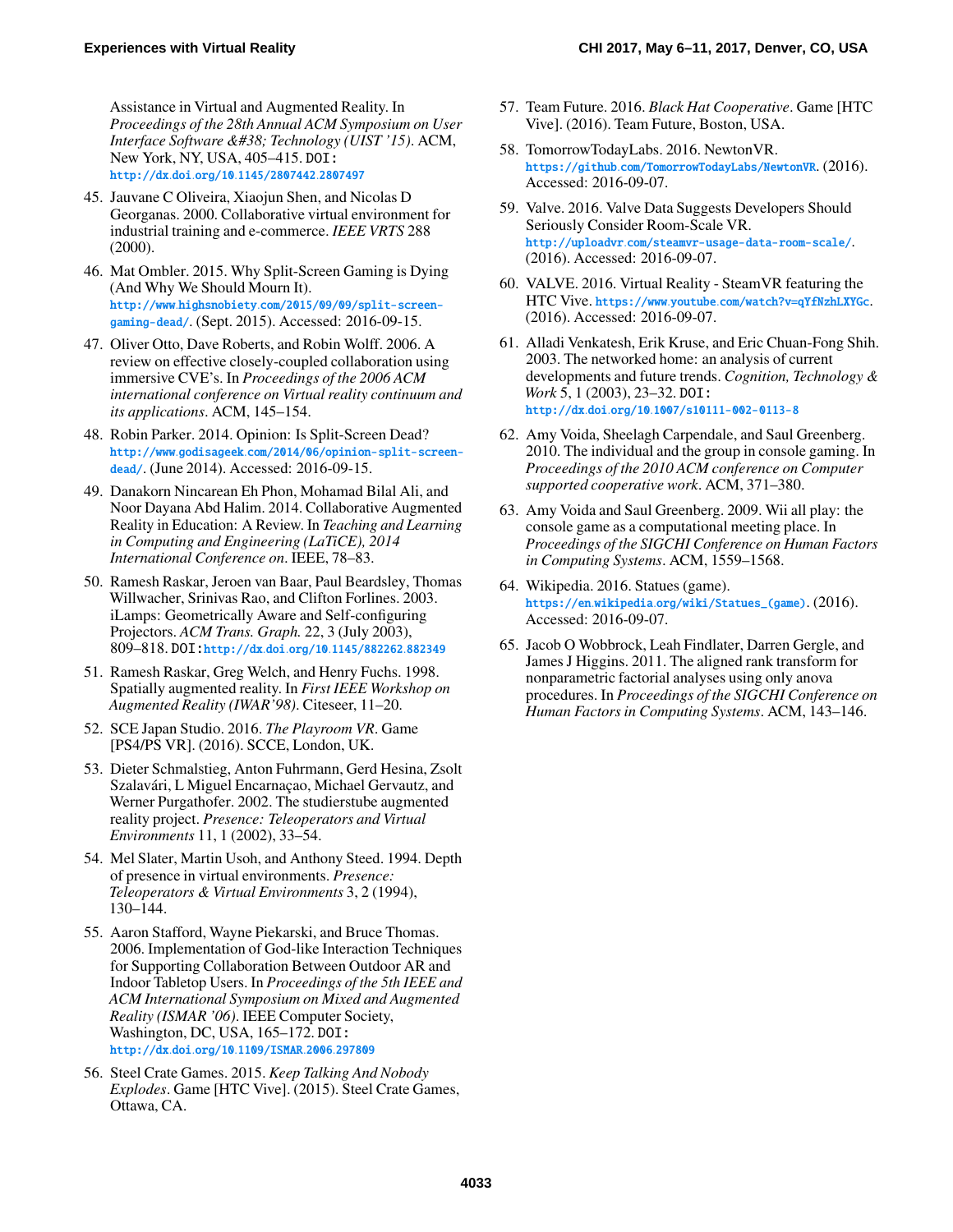Assistance in Virtual and Augmented Reality. In *Proceedings of the 28th Annual ACM Symposium on User Interface Software &#38; Technology (UIST '15)*. ACM, New York, NY, USA, 405–415. DOI: http://dx.doi.org/10.1145/2807442.2807497

45. Jauvane C Oliveira, Xiaojun Shen, and Nicolas D Georganas. 2000. Collaborative virtual environment for industrial training and e-commerce. *IEEE VRTS* 288 (2000).

46. Mat Ombler. 2015. Why Split-Screen Gaming is Dying (And Why We Should Mourn It). http://www.highsnobiety.com/2015/09/09/split-screen-gaming-dead/. (Sept. 2015). Accessed: 2016-09-15.

47. Oliver Otto, Dave Roberts, and Robin Wolff. 2006. A review on effective closely-coupled collaboration using immersive CVE's. In *Proceedings of the 2006 ACM international conference on Virtual reality continuum and its applications*. ACM, 145–154.

48. Robin Parker. 2014. Opinion: Is Split-Screen Dead? http://www.godisageek.com/2014/06/opinion-split-screen-dead/. (June 2014). Accessed: 2016-09-15.

49. Danakorn Nincarean Eh Phon, Mohamad Bilal Ali, and Noor Dayana Abd Halim. 2014. Collaborative Augmented Reality in Education: A Review. In *Teaching and Learning in Computing and Engineering (LaTiCE), 2014 International Conference on*. IEEE, 78–83.

50. Ramesh Raskar, Jeroen van Baar, Paul Beardsley, Thomas Willwacher, Srinivas Rao, and Clifton Forlines. 2003. iLamps: Geometrically Aware and Self-configuring Projectors. *ACM Trans. Graph.* 22, 3 (July 2003), 809–818. DOI: http://dx.doi.org/10.1145/882262.882349

51. Ramesh Raskar, Greg Welch, and Henry Fuchs. 1998. Spatially augmented reality. In *First IEEE Workshop on Augmented Reality (IWAR'98)*. Citeseer, 11–20.

52. SCE Japan Studio. 2016. *The Playroom VR*. Game [PS4/PS VR]. (2016). SCCE, London, UK.

53. Dieter Schmalstieg, Anton Fuhrmann, Gerd Hesina, Zsolt Szalavári, L Miguel Encarnaçao, Michael Gervautz, and Werner Purgathofer. 2002. The studierstube augmented reality project. *Presence: Teleoperators and Virtual Environments* 11, 1 (2002), 33–54.

54. Mel Slater, Martin Usoh, and Anthony Steed. 1994. Depth of presence in virtual environments. *Presence: Teleoperators & Virtual Environments* 3, 2 (1994), 130–144.

55. Aaron Stafford, Wayne Piekarski, and Bruce Thomas. 2006. Implementation of God-like Interaction Techniques for Supporting Collaboration Between Outdoor AR and Indoor Tabletop Users. In *Proceedings of the 5th IEEE and ACM International Symposium on Mixed and Augmented Reality (ISMAR '06)*. IEEE Computer Society, Washington, DC, USA, 165–172. DOI: http://dx.doi.org/10.1109/ISMAR.2006.297809

56. Steel Crate Games. 2015. *Keep Talking And Nobody Explodes*. Game [HTC Vive]. (2015). Steel Crate Games, Ottawa, CA.

57. Team Future. 2016. *Black Hat Cooperative*. Game [HTC Vive]. (2016). Team Future, Boston, USA.

58. TomorrowTodayLabs. 2016. NewtonVR. https://github.com/TomorrowTodayLabs/NewtonVR. (2016). Accessed: 2016-09-07.

59. Valve. 2016. Valve Data Suggests Developers Should Seriously Consider Room-Scale VR. http://uploadvr.com/steamvr-usage-data-room-scale/. (2016). Accessed: 2016-09-07.

60. VALVE. 2016. Virtual Reality - SteamVR featuring the HTC Vive. https://www.youtube.com/watch?v=qYfNzhLXYGc. (2016). Accessed: 2016-09-07.

61. Alladi Venkatesh, Erik Kruse, and Eric Chuan-Fong Shih. 2003. The networked home: an analysis of current developments and future trends. *Cognition, Technology & Work* 5, 1 (2003), 23–32. DOI: http://dx.doi.org/10.1007/s10111-002-0113-8

62. Amy Voida, Sheelagh Carpendale, and Saul Greenberg. 2010. The individual and the group in console gaming. In *Proceedings of the 2010 ACM conference on Computer supported cooperative work*. ACM, 371–380.

63. Amy Voida and Saul Greenberg. 2009. Wii all play: the console game as a computational meeting place. In *Proceedings of the SIGCHI Conference on Human Factors in Computing Systems*. ACM, 1559–1568.

64. Wikipedia. 2016. Statues (game). https://en.wikipedia.org/wiki/Statues_(game). (2016). Accessed: 2016-09-07.

65. Jacob O Wobbrock, Leah Findlater, Darren Gergle, and James J Higgins. 2011. The aligned rank transform for nonparametric factorial analyses using only anova procedures. In *Proceedings of the SIGCHI Conference on Human Factors in Computing Systems*. ACM, 143–146.